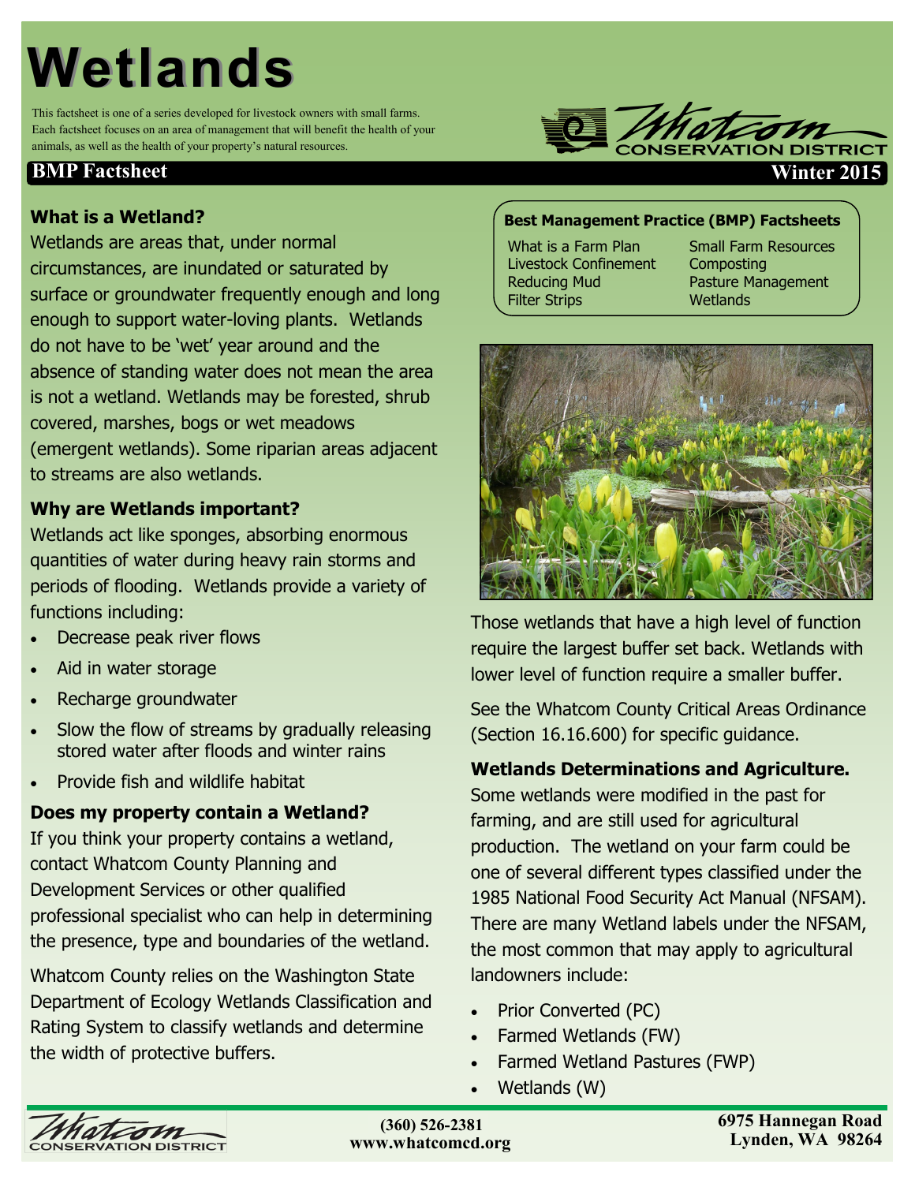# Wetlands

This factsheet is one of a series developed for livestock owners with small farms. Each factsheet focuses on an area of management that will benefit the health of your animals, as well as the health of your property's natural resources.

**BMP Factsheet** — **Winter 2015**

### What is a Wetland?

Wetlands are areas that, under normal circumstances, are inundated or saturated by surface or groundwater frequently enough and long enough to support water-loving plants. Wetlands do not have to be 'wet' year around and the absence of standing water does not mean the area is not a wetland. Wetlands may be forested, shrub covered, marshes, bogs or wet meadows (emergent wetlands). Some riparian areas adjacent to streams are also wetlands.

### Why are Wetlands important?

Wetlands act like sponges, absorbing enormous quantities of water during heavy rain storms and periods of flooding. Wetlands provide a variety of functions including:

- Decrease peak river flows
- Aid in water storage
- Recharge groundwater
- Slow the flow of streams by gradually releasing stored water after floods and winter rains
- Provide fish and wildlife habitat

### Does my property contain a Wetland?

If you think your property contains a wetland, contact Whatcom County Planning and Development Services or other qualified professional specialist who can help in determining the presence, type and boundaries of the wetland.

Whatcom County relies on the Washington State Department of Ecology Wetlands Classification and Rating System to classify wetlands and determine the width of protective buffers.

**Best Management Practice (BMP) Factsheets**

| | |
|---|---|
| What is a Farm Plan | Small Farm Resources |
| Livestock Confinement | Composting |
| Reducing Mud | Pasture Management |
| Filter Strips | Wetlands |

Those wetlands that have a high level of function require the largest buffer set back. Wetlands with lower level of function require a smaller buffer.

See the Whatcom County Critical Areas Ordinance (Section 16.16.600) for specific guidance.

### Wetlands Determinations and Agriculture.

Some wetlands were modified in the past for farming, and are still used for agricultural production. The wetland on your farm could be one of several different types classified under the 1985 National Food Security Act Manual (NFSAM). There are many Wetland labels under the NFSAM, the most common that may apply to agricultural landowners include:

- Prior Converted (PC)
- Farmed Wetlands (FW)
- Farmed Wetland Pastures (FWP)
- Wetlands (W)

Whatcom Conservation District
(360) 526-2381
www.whatcomcd.org
6975 Hannegan Road
Lynden, WA 98264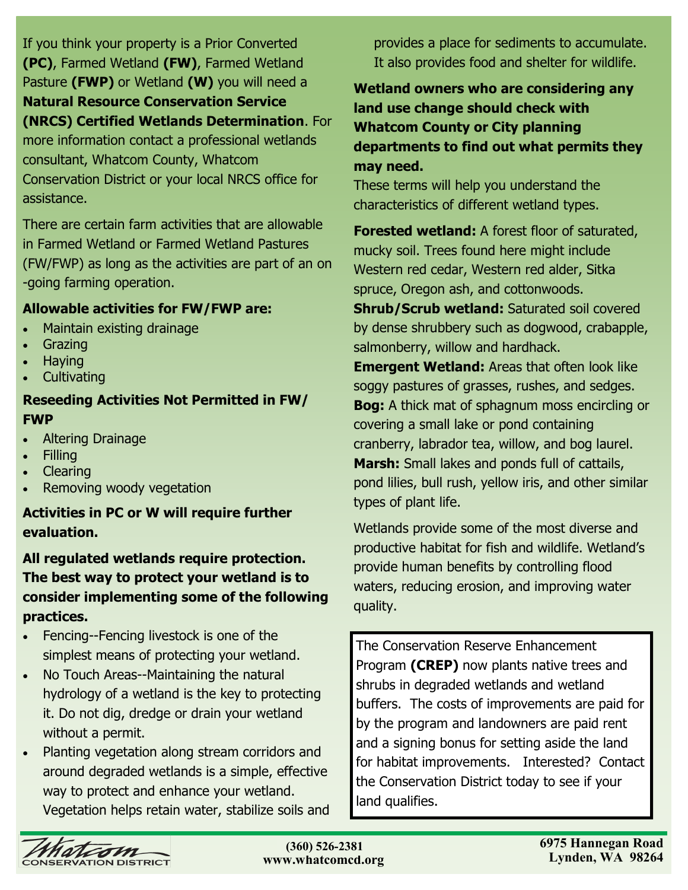If you think your property is a Prior Converted **(PC)**, Farmed Wetland **(FW)**, Farmed Wetland Pasture **(FWP)** or Wetland **(W)** you will need a **Natural Resource Conservation Service (NRCS) Certified Wetlands Determination**. For more information contact a professional wetlands consultant, Whatcom County, Whatcom Conservation District or your local NRCS office for assistance.

There are certain farm activities that are allowable in Farmed Wetland or Farmed Wetland Pastures (FW/FWP) as long as the activities are part of an on-going farming operation.

**Allowable activities for FW/FWP are:**

- Maintain existing drainage
- Grazing
- Haying
- Cultivating

**Reseeding Activities Not Permitted in FW/FWP**

- Altering Drainage
- Filling
- Clearing
- Removing woody vegetation

**Activities in PC or W will require further evaluation.**

**All regulated wetlands require protection. The best way to protect your wetland is to consider implementing some of the following practices.**

- Fencing--Fencing livestock is one of the simplest means of protecting your wetland.
- No Touch Areas--Maintaining the natural hydrology of a wetland is the key to protecting it. Do not dig, dredge or drain your wetland without a permit.
- Planting vegetation along stream corridors and around degraded wetlands is a simple, effective way to protect and enhance your wetland. Vegetation helps retain water, stabilize soils and provides a place for sediments to accumulate. It also provides food and shelter for wildlife.

**Wetland owners who are considering any land use change should check with Whatcom County or City planning departments to find out what permits they may need.**

These terms will help you understand the characteristics of different wetland types.

**Forested wetland:** A forest floor of saturated, mucky soil. Trees found here might include Western red cedar, Western red alder, Sitka spruce, Oregon ash, and cottonwoods.

**Shrub/Scrub wetland:** Saturated soil covered by dense shrubbery such as dogwood, crabapple, salmonberry, willow and hardhack.

**Emergent Wetland:** Areas that often look like soggy pastures of grasses, rushes, and sedges.

**Bog:** A thick mat of sphagnum moss encircling or covering a small lake or pond containing cranberry, labrador tea, willow, and bog laurel.

**Marsh:** Small lakes and ponds full of cattails, pond lilies, bull rush, yellow iris, and other similar types of plant life.

Wetlands provide some of the most diverse and productive habitat for fish and wildlife. Wetland's provide human benefits by controlling flood waters, reducing erosion, and improving water quality.

The Conservation Reserve Enhancement Program **(CREP)** now plants native trees and shrubs in degraded wetlands and wetland buffers. The costs of improvements are paid for by the program and landowners are paid rent and a signing bonus for setting aside the land for habitat improvements. Interested? Contact the Conservation District today to see if your land qualifies.

Whatcom Conservation District

(360) 526-2381
www.whatcomcd.org

6975 Hannegan Road
Lynden, WA 98264